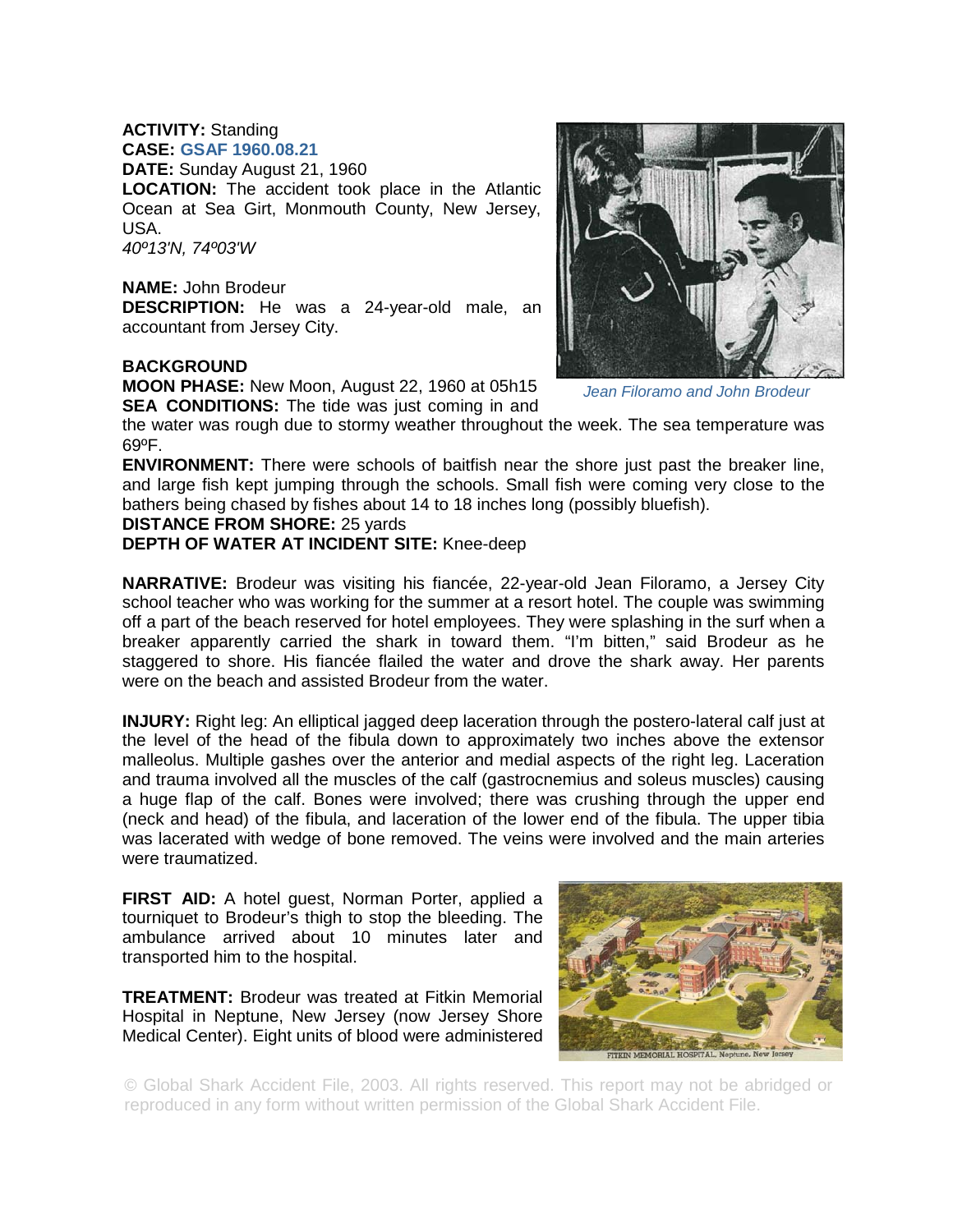**ACTIVITY:** Standing
**CASE: GSAF 1960.08.21**
**DATE:** Sunday August 21, 1960
**LOCATION:** The accident took place in the Atlantic Ocean at Sea Girt, Monmouth County, New Jersey, USA.
*40º13'N, 74º03'W*

**NAME:** John Brodeur
**DESCRIPTION:** He was a 24-year-old male, an accountant from Jersey City.

*Jean Filoramo and John Brodeur*

**BACKGROUND**
**MOON PHASE:** New Moon, August 22, 1960 at 05h15
**SEA CONDITIONS:** The tide was just coming in and the water was rough due to stormy weather throughout the week. The sea temperature was 69ºF.
**ENVIRONMENT:** There were schools of baitfish near the shore just past the breaker line, and large fish kept jumping through the schools. Small fish were coming very close to the bathers being chased by fishes about 14 to 18 inches long (possibly bluefish).
**DISTANCE FROM SHORE:** 25 yards
**DEPTH OF WATER AT INCIDENT SITE:** Knee-deep

**NARRATIVE:** Brodeur was visiting his fiancée, 22-year-old Jean Filoramo, a Jersey City school teacher who was working for the summer at a resort hotel. The couple was swimming off a part of the beach reserved for hotel employees. They were splashing in the surf when a breaker apparently carried the shark in toward them. "I'm bitten," said Brodeur as he staggered to shore. His fiancée flailed the water and drove the shark away. Her parents were on the beach and assisted Brodeur from the water.

**INJURY:** Right leg: An elliptical jagged deep laceration through the postero-lateral calf just at the level of the head of the fibula down to approximately two inches above the extensor malleolus. Multiple gashes over the anterior and medial aspects of the right leg. Laceration and trauma involved all the muscles of the calf (gastrocnemius and soleus muscles) causing a huge flap of the calf. Bones were involved; there was crushing through the upper end (neck and head) of the fibula, and laceration of the lower end of the fibula. The upper tibia was lacerated with wedge of bone removed. The veins were involved and the main arteries were traumatized.

**FIRST AID:** A hotel guest, Norman Porter, applied a tourniquet to Brodeur's thigh to stop the bleeding. The ambulance arrived about 10 minutes later and transported him to the hospital.

**TREATMENT:** Brodeur was treated at Fitkin Memorial Hospital in Neptune, New Jersey (now Jersey Shore Medical Center). Eight units of blood were administered

FITKIN MEMORIAL HOSPITAL, Neptune, New Jersey

© Global Shark Accident File, 2003. All rights reserved. This report may not be abridged or reproduced in any form without written permission of the Global Shark Accident File.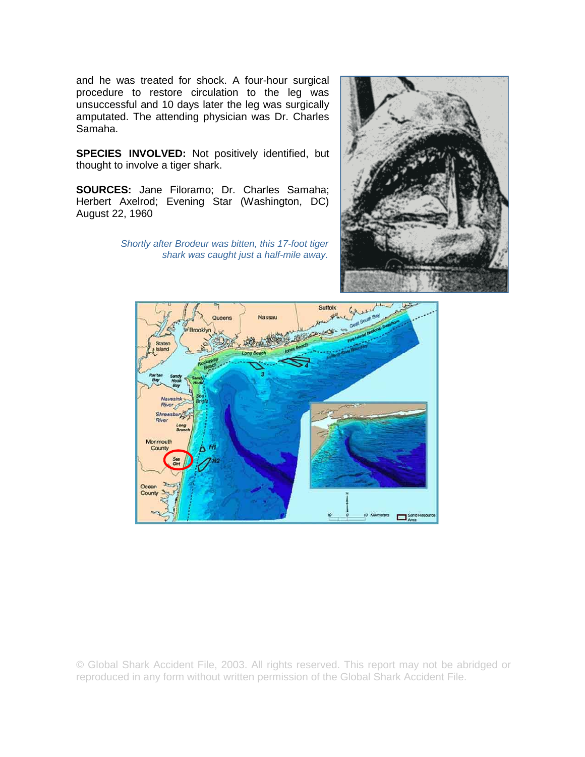and he was treated for shock. A four-hour surgical procedure to restore circulation to the leg was unsuccessful and 10 days later the leg was surgically amputated. The attending physician was Dr. Charles Samaha.

**SPECIES INVOLVED:** Not positively identified, but thought to involve a tiger shark.

**SOURCES:** Jane Filoramo; Dr. Charles Samaha; Herbert Axelrod; Evening Star (Washington, DC) August 22, 1960

*Shortly after Brodeur was bitten, this 17-foot tiger shark was caught just a half-mile away.*

© Global Shark Accident File, 2003. All rights reserved. This report may not be abridged or reproduced in any form without written permission of the Global Shark Accident File.